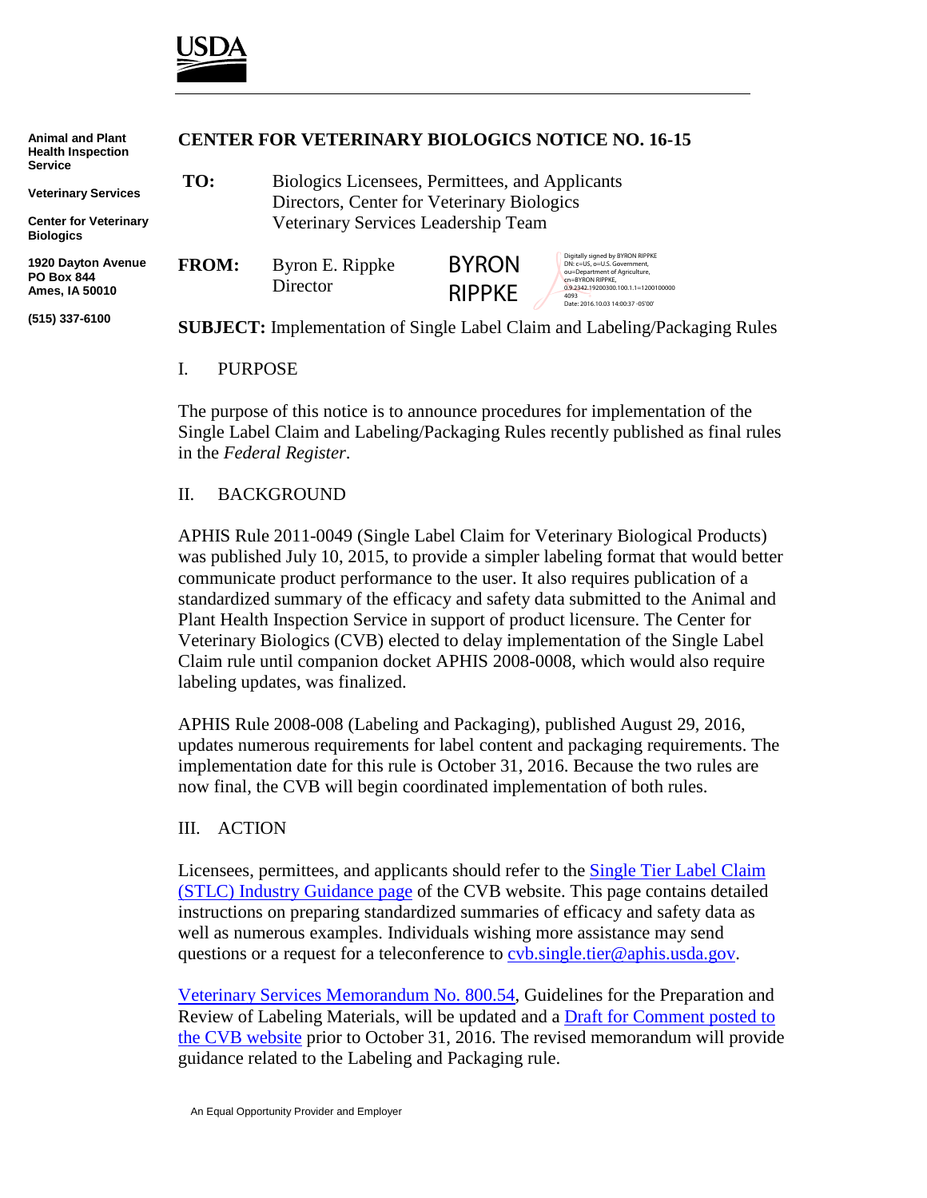USDA

Animal and Plant Health Inspection Service

Veterinary Services

Center for Veterinary Biologics

1920 Dayton Avenue
PO Box 844
Ames, IA 50010

(515) 337-6100

# CENTER FOR VETERINARY BIOLOGICS NOTICE NO. 16-15

**TO:** Biologics Licensees, Permittees, and Applicants
Directors, Center for Veterinary Biologics
Veterinary Services Leadership Team

**FROM:** Byron E. Rippke
Director

BYRON RIPPKE

Digitally signed by BYRON RIPPKE
DN: c=US, o=U.S. Government, ou=Department of Agriculture, cn=BYRON RIPPKE, 0.9.2342.19200300.100.1.1=12001000004093
Date: 2016.10.03 14:00:37 -05'00'

**SUBJECT:** Implementation of Single Label Claim and Labeling/Packaging Rules

## I. PURPOSE

The purpose of this notice is to announce procedures for implementation of the Single Label Claim and Labeling/Packaging Rules recently published as final rules in the *Federal Register*.

## II. BACKGROUND

APHIS Rule 2011-0049 (Single Label Claim for Veterinary Biological Products) was published July 10, 2015, to provide a simpler labeling format that would better communicate product performance to the user. It also requires publication of a standardized summary of the efficacy and safety data submitted to the Animal and Plant Health Inspection Service in support of product licensure. The Center for Veterinary Biologics (CVB) elected to delay implementation of the Single Label Claim rule until companion docket APHIS 2008-0008, which would also require labeling updates, was finalized.

APHIS Rule 2008-008 (Labeling and Packaging), published August 29, 2016, updates numerous requirements for label content and packaging requirements. The implementation date for this rule is October 31, 2016. Because the two rules are now final, the CVB will begin coordinated implementation of both rules.

## III. ACTION

Licensees, permittees, and applicants should refer to the Single Tier Label Claim (STLC) Industry Guidance page of the CVB website. This page contains detailed instructions on preparing standardized summaries of efficacy and safety data as well as numerous examples. Individuals wishing more assistance may send questions or a request for a teleconference to cvb.single.tier@aphis.usda.gov.

Veterinary Services Memorandum No. 800.54, Guidelines for the Preparation and Review of Labeling Materials, will be updated and a Draft for Comment posted to the CVB website prior to October 31, 2016. The revised memorandum will provide guidance related to the Labeling and Packaging rule.

An Equal Opportunity Provider and Employer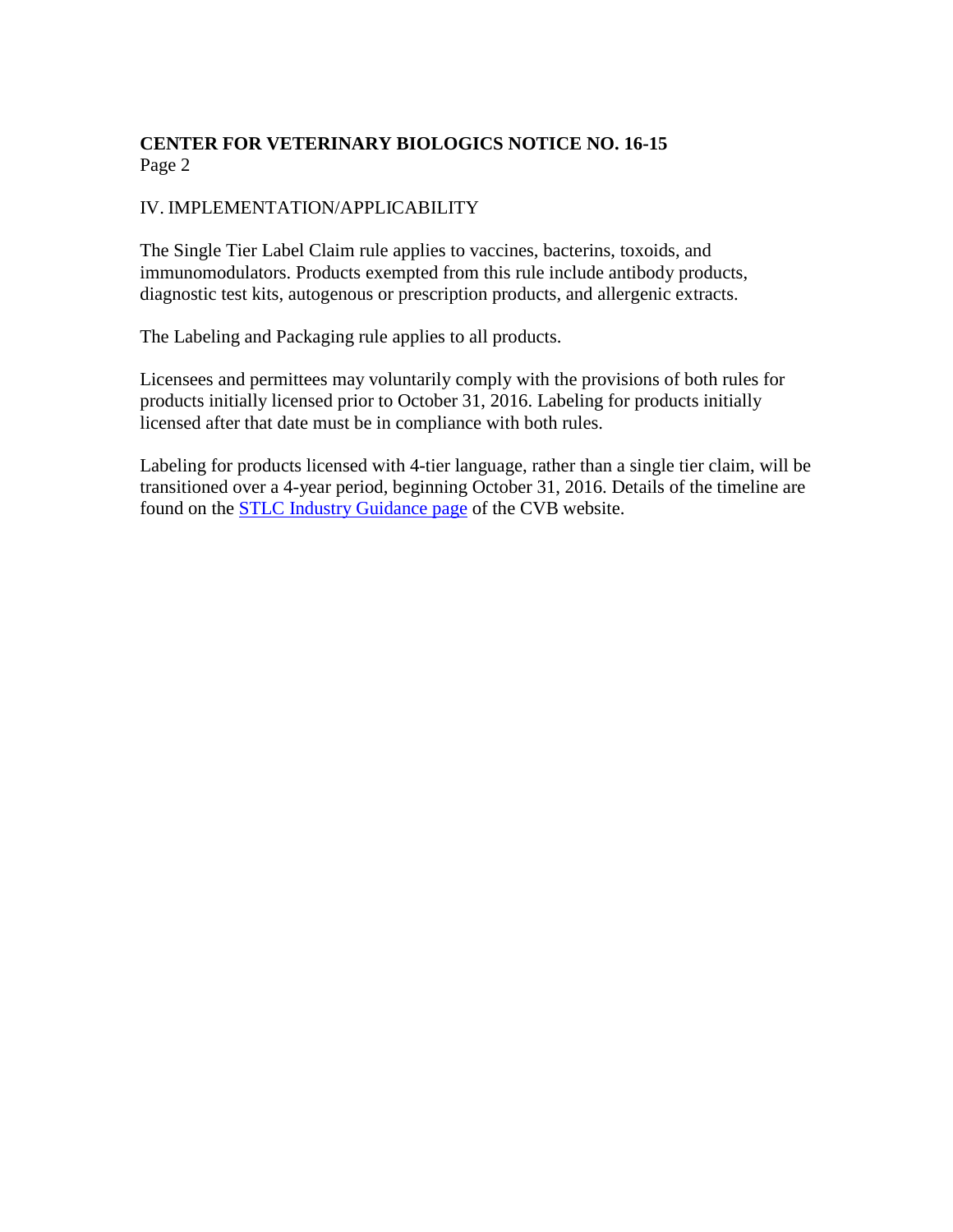## IV. IMPLEMENTATION/APPLICABILITY

The Single Tier Label Claim rule applies to vaccines, bacterins, toxoids, and immunomodulators. Products exempted from this rule include antibody products, diagnostic test kits, autogenous or prescription products, and allergenic extracts.

The Labeling and Packaging rule applies to all products.

Licensees and permittees may voluntarily comply with the provisions of both rules for products initially licensed prior to October 31, 2016. Labeling for products initially licensed after that date must be in compliance with both rules.

Labeling for products licensed with 4-tier language, rather than a single tier claim, will be transitioned over a 4-year period, beginning October 31, 2016. Details of the timeline are found on the STLC Industry Guidance page of the CVB website.